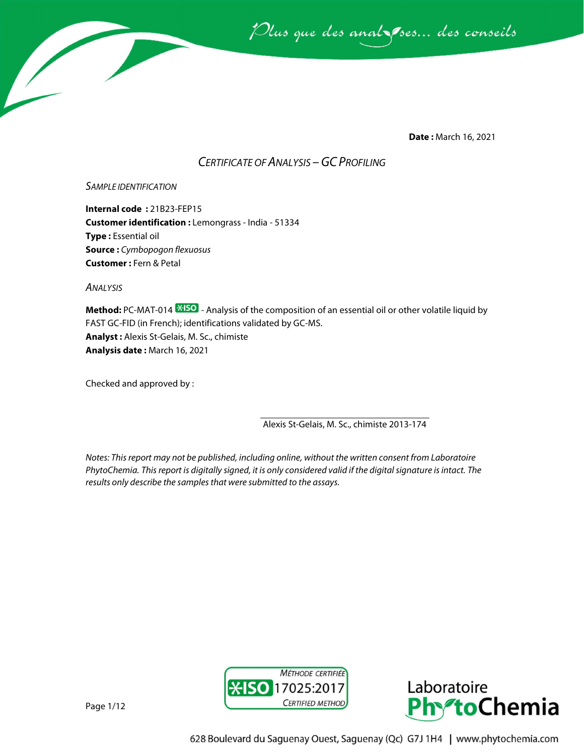*Plus que des analyses... des conseils*

**Date :** March 16, 2021

## *Certificate of Analysis – GC Profiling*

### *Sample identification*

**Internal code :** 21B23-FEP15
**Customer identification :** Lemongrass - India - 51334
**Type :** Essential oil
**Source :** *Cymbopogon flexuosus*
**Customer :** Fern & Petal

### *Analysis*

**Method:** PC-MAT-014 ISO - Analysis of the composition of an essential oil or other volatile liquid by FAST GC-FID (in French); identifications validated by GC-MS.
**Analyst :** Alexis St-Gelais, M. Sc., chimiste
**Analysis date :** March 16, 2021

Checked and approved by :

Alexis St-Gelais, M. Sc., chimiste 2013-174

*Notes: This report may not be published, including online, without the written consent from Laboratoire PhytoChemia. This report is digitally signed, it is only considered valid if the digital signature is intact. The results only describe the samples that were submitted to the assays.*

Méthode certifiée ISO 17025:2017 Certified method

Laboratoire PhytoChemia

628 Boulevard du Saguenay Ouest, Saguenay (Qc) G7J 1H4 | www.phytochemia.com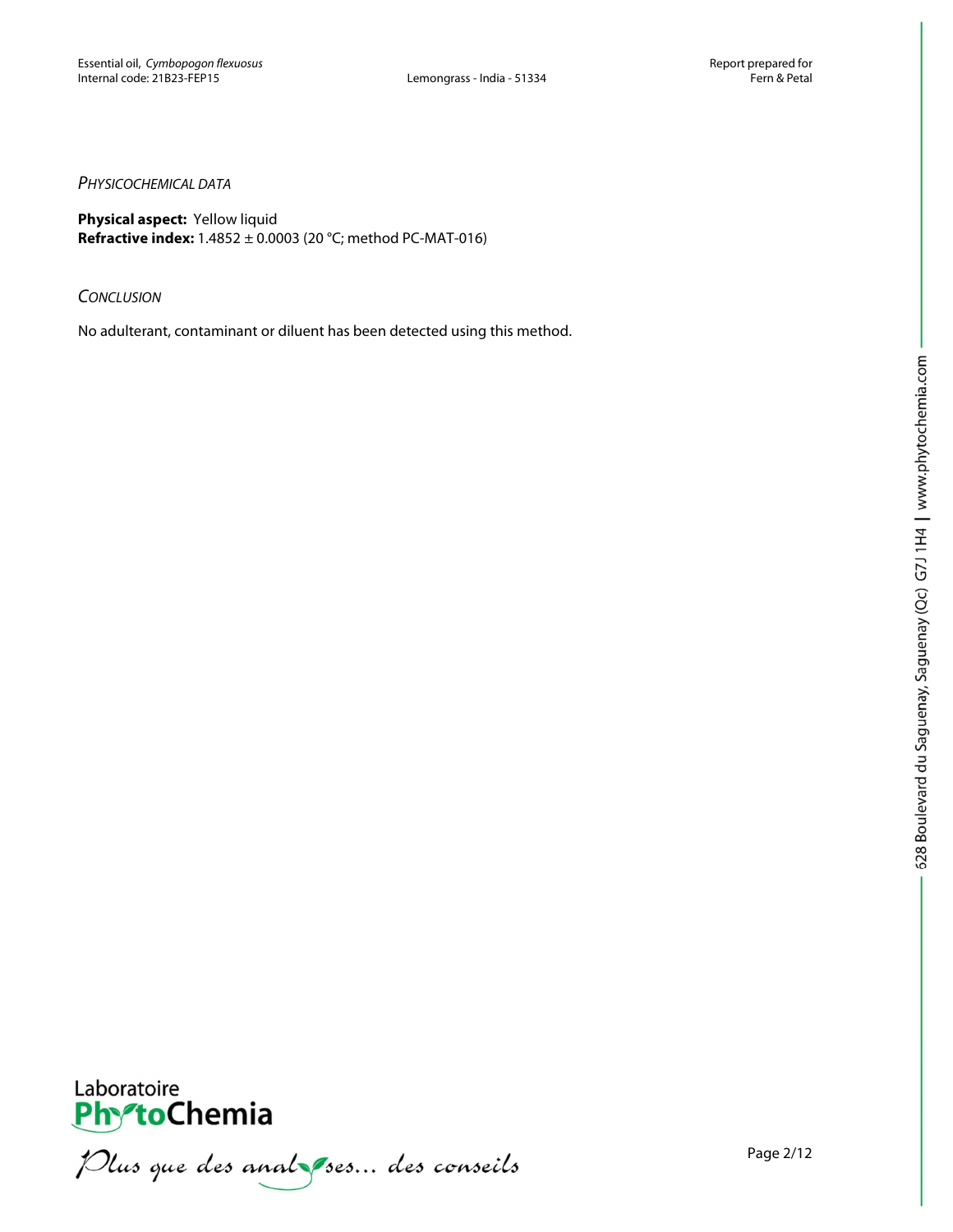## *Physicochemical data*

**Physical aspect:** Yellow liquid
**Refractive index:** 1.4852 ± 0.0003 (20 °C; method PC-MAT-016)

## *Conclusion*

No adulterant, contaminant or diluent has been detected using this method.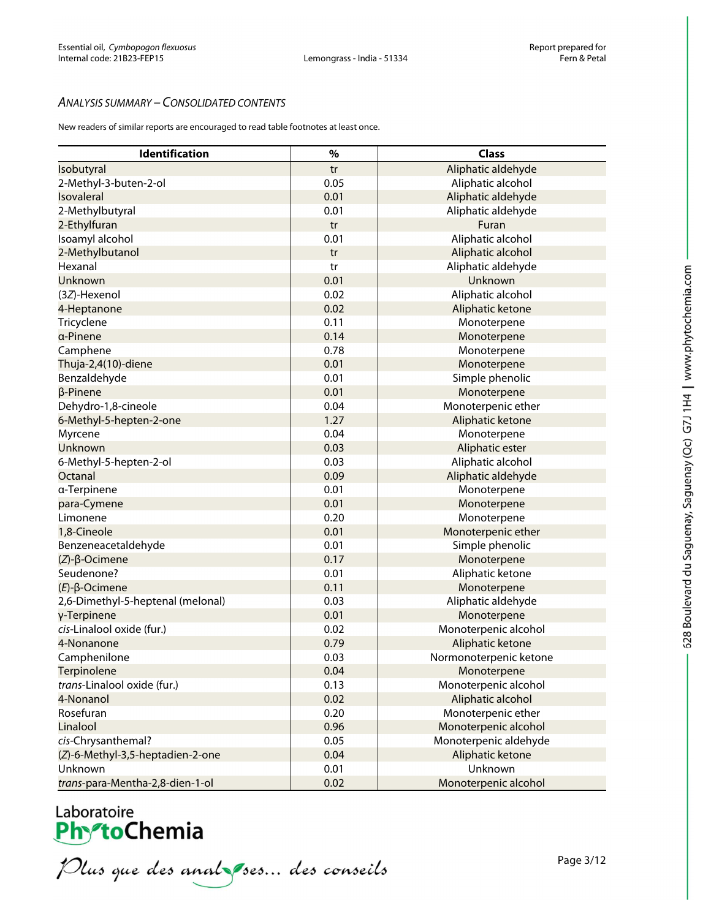### *Analysis summary – Consolidated contents*

New readers of similar reports are encouraged to read table footnotes at least once.

| Identification | % | Class |
|---|---|---|
| Isobutyral | tr | Aliphatic aldehyde |
| 2-Methyl-3-buten-2-ol | 0.05 | Aliphatic alcohol |
| Isovaleral | 0.01 | Aliphatic aldehyde |
| 2-Methylbutyral | 0.01 | Aliphatic aldehyde |
| 2-Ethylfuran | tr | Furan |
| Isoamyl alcohol | 0.01 | Aliphatic alcohol |
| 2-Methylbutanol | tr | Aliphatic alcohol |
| Hexanal | tr | Aliphatic aldehyde |
| Unknown | 0.01 | Unknown |
| (3*Z*)-Hexenol | 0.02 | Aliphatic alcohol |
| 4-Heptanone | 0.02 | Aliphatic ketone |
| Tricyclene | 0.11 | Monoterpene |
| α-Pinene | 0.14 | Monoterpene |
| Camphene | 0.78 | Monoterpene |
| Thuja-2,4(10)-diene | 0.01 | Monoterpene |
| Benzaldehyde | 0.01 | Simple phenolic |
| β-Pinene | 0.01 | Monoterpene |
| Dehydro-1,8-cineole | 0.04 | Monoterpenic ether |
| 6-Methyl-5-hepten-2-one | 1.27 | Aliphatic ketone |
| Myrcene | 0.04 | Monoterpene |
| Unknown | 0.03 | Aliphatic ester |
| 6-Methyl-5-hepten-2-ol | 0.03 | Aliphatic alcohol |
| Octanal | 0.09 | Aliphatic aldehyde |
| α-Terpinene | 0.01 | Monoterpene |
| para-Cymene | 0.01 | Monoterpene |
| Limonene | 0.20 | Monoterpene |
| 1,8-Cineole | 0.01 | Monoterpenic ether |
| Benzeneacetaldehyde | 0.01 | Simple phenolic |
| (*Z*)-β-Ocimene | 0.17 | Monoterpene |
| Seudenone? | 0.01 | Aliphatic ketone |
| (*E*)-β-Ocimene | 0.11 | Monoterpene |
| 2,6-Dimethyl-5-heptenal (melonal) | 0.03 | Aliphatic aldehyde |
| γ-Terpinene | 0.01 | Monoterpene |
| *cis*-Linalool oxide (fur.) | 0.02 | Monoterpenic alcohol |
| 4-Nonanone | 0.79 | Aliphatic ketone |
| Camphenilone | 0.03 | Normonoterpenic ketone |
| Terpinolene | 0.04 | Monoterpene |
| *trans*-Linalool oxide (fur.) | 0.13 | Monoterpenic alcohol |
| 4-Nonanol | 0.02 | Aliphatic alcohol |
| Rosefuran | 0.20 | Monoterpenic ether |
| Linalool | 0.96 | Monoterpenic alcohol |
| *cis*-Chrysanthemal? | 0.05 | Monoterpenic aldehyde |
| (*Z*)-6-Methyl-3,5-heptadien-2-one | 0.04 | Aliphatic ketone |
| Unknown | 0.01 | Unknown |
| *trans*-para-Mentha-2,8-dien-1-ol | 0.02 | Monoterpenic alcohol |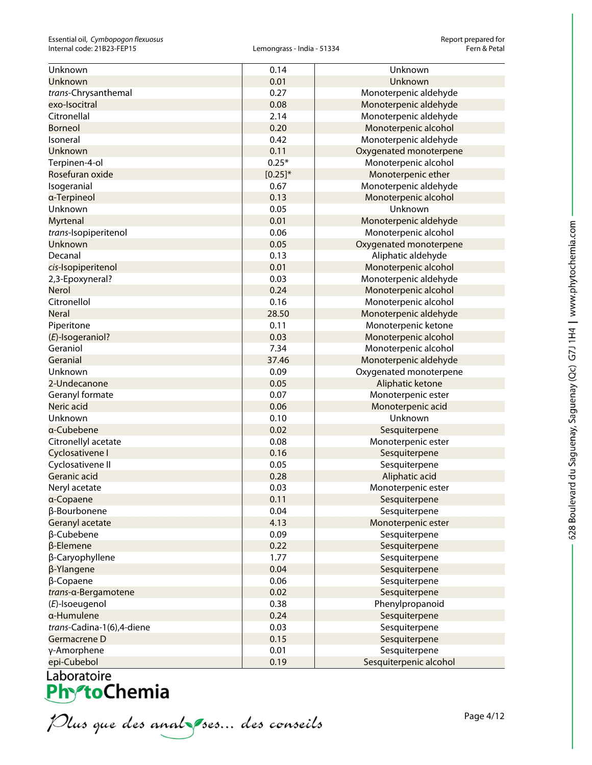| Unknown | 0.14 | Unknown |
|---|---|---|
| Unknown | 0.01 | Unknown |
| *trans*-Chrysanthemal | 0.27 | Monoterpenic aldehyde |
| exo-Isocitral | 0.08 | Monoterpenic aldehyde |
| Citronellal | 2.14 | Monoterpenic aldehyde |
| Borneol | 0.20 | Monoterpenic alcohol |
| Isoneral | 0.42 | Monoterpenic aldehyde |
| Unknown | 0.11 | Oxygenated monoterpene |
| Terpinen-4-ol | 0.25* | Monoterpenic alcohol |
| Rosefuran oxide | [0.25]* | Monoterpenic ether |
| Isogeranial | 0.67 | Monoterpenic aldehyde |
| α-Terpineol | 0.13 | Monoterpenic alcohol |
| Unknown | 0.05 | Unknown |
| Myrtenal | 0.01 | Monoterpenic aldehyde |
| *trans*-Isopiperitenol | 0.06 | Monoterpenic alcohol |
| Unknown | 0.05 | Oxygenated monoterpene |
| Decanal | 0.13 | Aliphatic aldehyde |
| *cis*-Isopiperitenol | 0.01 | Monoterpenic alcohol |
| 2,3-Epoxyneral? | 0.03 | Monoterpenic aldehyde |
| Nerol | 0.24 | Monoterpenic alcohol |
| Citronellol | 0.16 | Monoterpenic alcohol |
| Neral | 28.50 | Monoterpenic aldehyde |
| Piperitone | 0.11 | Monoterpenic ketone |
| (*E*)-Isogeraniol? | 0.03 | Monoterpenic alcohol |
| Geraniol | 7.34 | Monoterpenic alcohol |
| Geranial | 37.46 | Monoterpenic aldehyde |
| Unknown | 0.09 | Oxygenated monoterpene |
| 2-Undecanone | 0.05 | Aliphatic ketone |
| Geranyl formate | 0.07 | Monoterpenic ester |
| Neric acid | 0.06 | Monoterpenic acid |
| Unknown | 0.10 | Unknown |
| α-Cubebene | 0.02 | Sesquiterpene |
| Citronellyl acetate | 0.08 | Monoterpenic ester |
| Cyclosativene I | 0.16 | Sesquiterpene |
| Cyclosativene II | 0.05 | Sesquiterpene |
| Geranic acid | 0.28 | Aliphatic acid |
| Neryl acetate | 0.03 | Monoterpenic ester |
| α-Copaene | 0.11 | Sesquiterpene |
| β-Bourbonene | 0.04 | Sesquiterpene |
| Geranyl acetate | 4.13 | Monoterpenic ester |
| β-Cubebene | 0.09 | Sesquiterpene |
| β-Elemene | 0.22 | Sesquiterpene |
| β-Caryophyllene | 1.77 | Sesquiterpene |
| β-Ylangene | 0.04 | Sesquiterpene |
| β-Copaene | 0.06 | Sesquiterpene |
| *trans*-α-Bergamotene | 0.02 | Sesquiterpene |
| (*E*)-Isoeugenol | 0.38 | Phenylpropanoid |
| α-Humulene | 0.24 | Sesquiterpene |
| *trans*-Cadina-1(6),4-diene | 0.03 | Sesquiterpene |
| Germacrene D | 0.15 | Sesquiterpene |
| γ-Amorphene | 0.01 | Sesquiterpene |
| epi-Cubebol | 0.19 | Sesquiterpenic alcohol |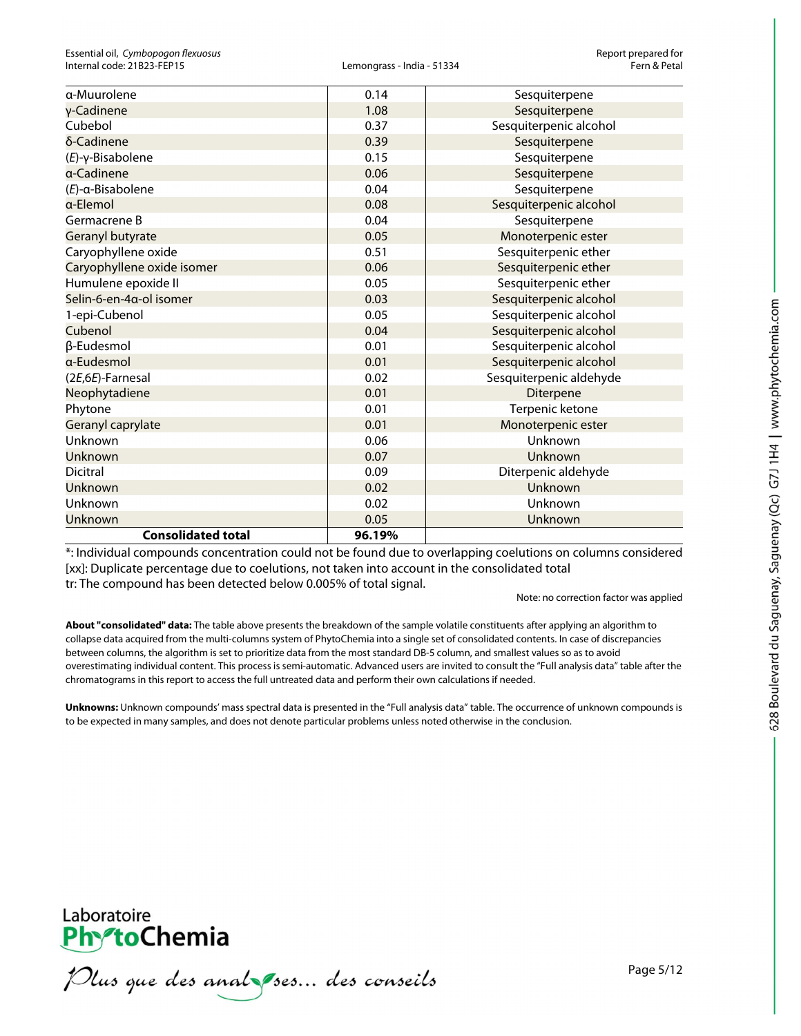| α-Muurolene | 0.14 | Sesquiterpene |
|---|---|---|
| γ-Cadinene | 1.08 | Sesquiterpene |
| Cubebol | 0.37 | Sesquiterpenic alcohol |
| δ-Cadinene | 0.39 | Sesquiterpene |
| (*E*)-γ-Bisabolene | 0.15 | Sesquiterpene |
| α-Cadinene | 0.06 | Sesquiterpene |
| (*E*)-α-Bisabolene | 0.04 | Sesquiterpene |
| α-Elemol | 0.08 | Sesquiterpenic alcohol |
| Germacrene B | 0.04 | Sesquiterpene |
| Geranyl butyrate | 0.05 | Monoterpenic ester |
| Caryophyllene oxide | 0.51 | Sesquiterpenic ether |
| Caryophyllene oxide isomer | 0.06 | Sesquiterpenic ether |
| Humulene epoxide II | 0.05 | Sesquiterpenic ether |
| Selin-6-en-4α-ol isomer | 0.03 | Sesquiterpenic alcohol |
| 1-epi-Cubenol | 0.05 | Sesquiterpenic alcohol |
| Cubenol | 0.04 | Sesquiterpenic alcohol |
| β-Eudesmol | 0.01 | Sesquiterpenic alcohol |
| α-Eudesmol | 0.01 | Sesquiterpenic alcohol |
| (2*E*,6*E*)-Farnesal | 0.02 | Sesquiterpenic aldehyde |
| Neophytadiene | 0.01 | Diterpene |
| Phytone | 0.01 | Terpenic ketone |
| Geranyl caprylate | 0.01 | Monoterpenic ester |
| Unknown | 0.06 | Unknown |
| Unknown | 0.07 | Unknown |
| Dicitral | 0.09 | Diterpenic aldehyde |
| Unknown | 0.02 | Unknown |
| Unknown | 0.02 | Unknown |
| Unknown | 0.05 | Unknown |
| **Consolidated total** | **96.19%** | |

*: Individual compounds concentration could not be found due to overlapping coelutions on columns considered
[xx]: Duplicate percentage due to coelutions, not taken into account in the consolidated total
tr: The compound has been detected below 0.005% of total signal.

Note: no correction factor was applied

**About "consolidated" data:** The table above presents the breakdown of the sample volatile constituents after applying an algorithm to collapse data acquired from the multi-columns system of PhytoChemia into a single set of consolidated contents. In case of discrepancies between columns, the algorithm is set to prioritize data from the most standard DB-5 column, and smallest values so as to avoid overestimating individual content. This process is semi-automatic. Advanced users are invited to consult the "Full analysis data" table after the chromatograms in this report to access the full untreated data and perform their own calculations if needed.

**Unknowns:** Unknown compounds' mass spectral data is presented in the "Full analysis data" table. The occurrence of unknown compounds is to be expected in many samples, and does not denote particular problems unless noted otherwise in the conclusion.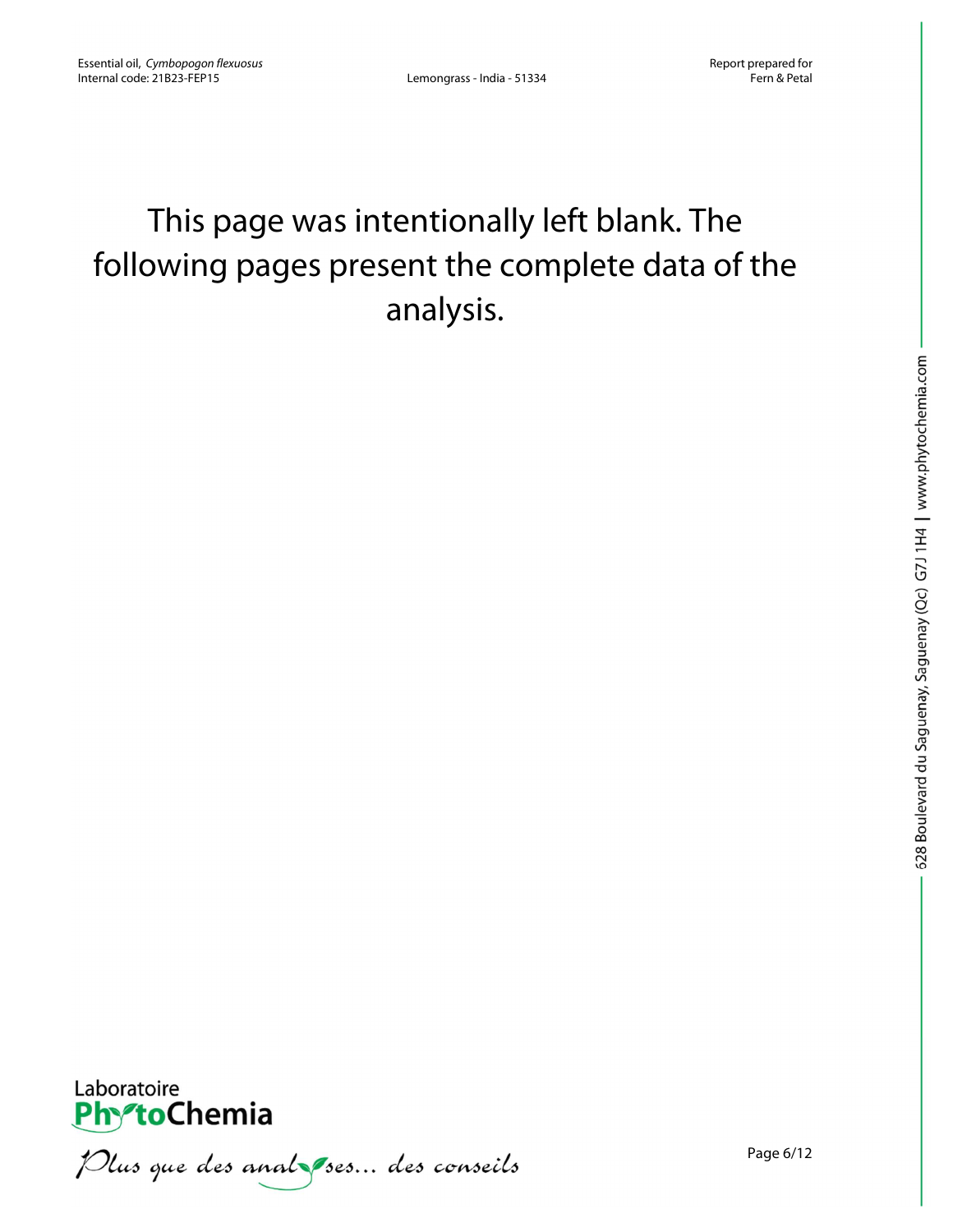This page was intentionally left blank. The following pages present the complete data of the analysis.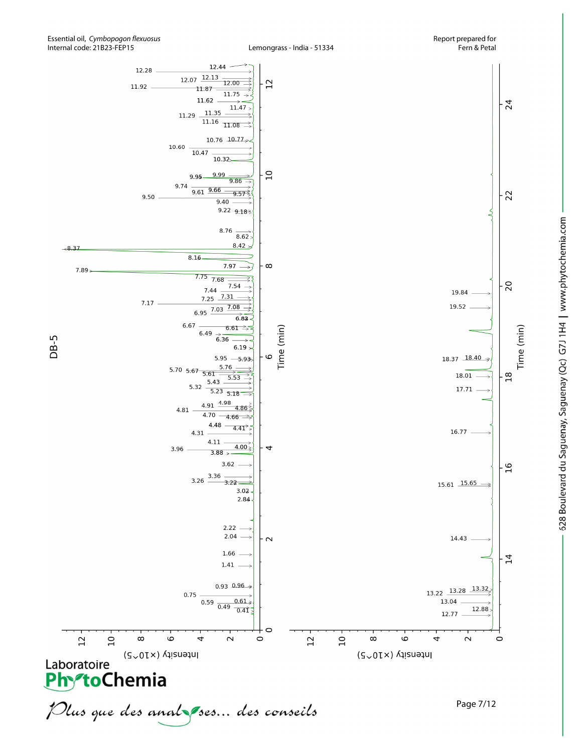Essential oil, *Cymbopogon flexuosus*
Internal code: 21B23-FEP15

Lemongrass - India - 51334

Report prepared for
Fern & Petal

DB-5

Laboratoire PhytoChemia

*Plus que des analyses... des conseils*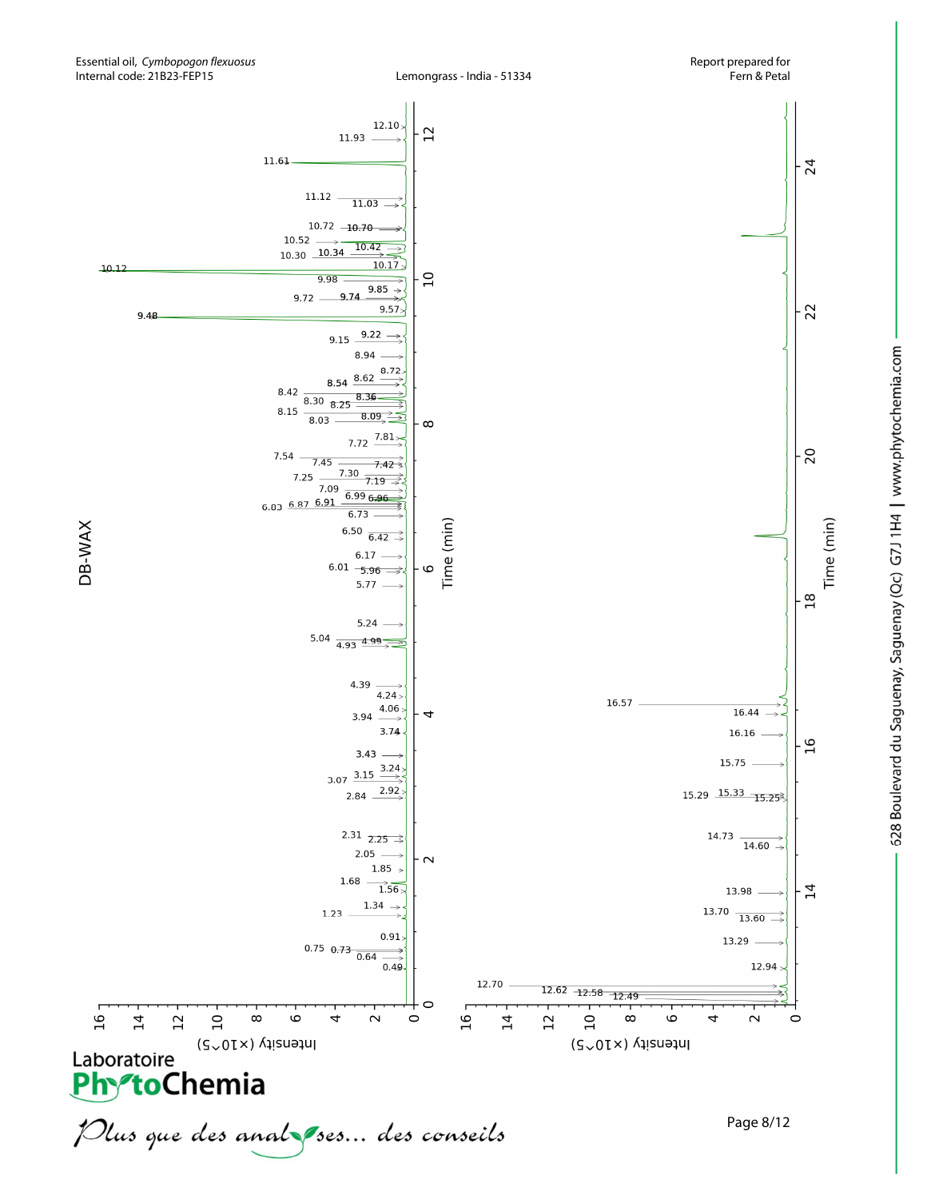## DB-WAX

Time (min)

Intensity (×10^5)

Peaks labelled (0–12.5 min): 0.49, 0.64, 0.73, 0.75, 0.91, 1.23, 1.34, 1.56, 1.68, 1.85, 2.05, 2.25, 2.31, 2.84, 2.92, 3.07, 3.15, 3.24, 3.43, 3.74, 3.94, 4.06, 4.24, 4.39, 4.93, 4.99, 5.04, 5.24, 5.77, 5.96, 6.01, 6.17, 6.42, 6.50, 6.73, 6.83, 6.87, 6.91, 6.96, 6.99, 7.09, 7.19, 7.25, 7.30, 7.42, 7.45, 7.54, 7.72, 7.81, 8.03, 8.09, 8.15, 8.25, 8.30, 8.36, 8.42, 8.54, 8.62, 8.72, 8.94, 9.15, 9.22, 9.48, 9.57, 9.72, 9.74, 9.85, 9.98, 10.12, 10.17, 10.30, 10.34, 10.42, 10.52, 10.70, 10.72, 11.03, 11.12, 11.61, 11.93, 12.10

Peaks labelled (12.5–25 min): 12.49, 12.58, 12.62, 12.70, 12.94, 13.29, 13.60, 13.70, 13.98, 14.60, 14.73, 15.25, 15.29, 15.33, 15.75, 16.16, 16.44, 16.57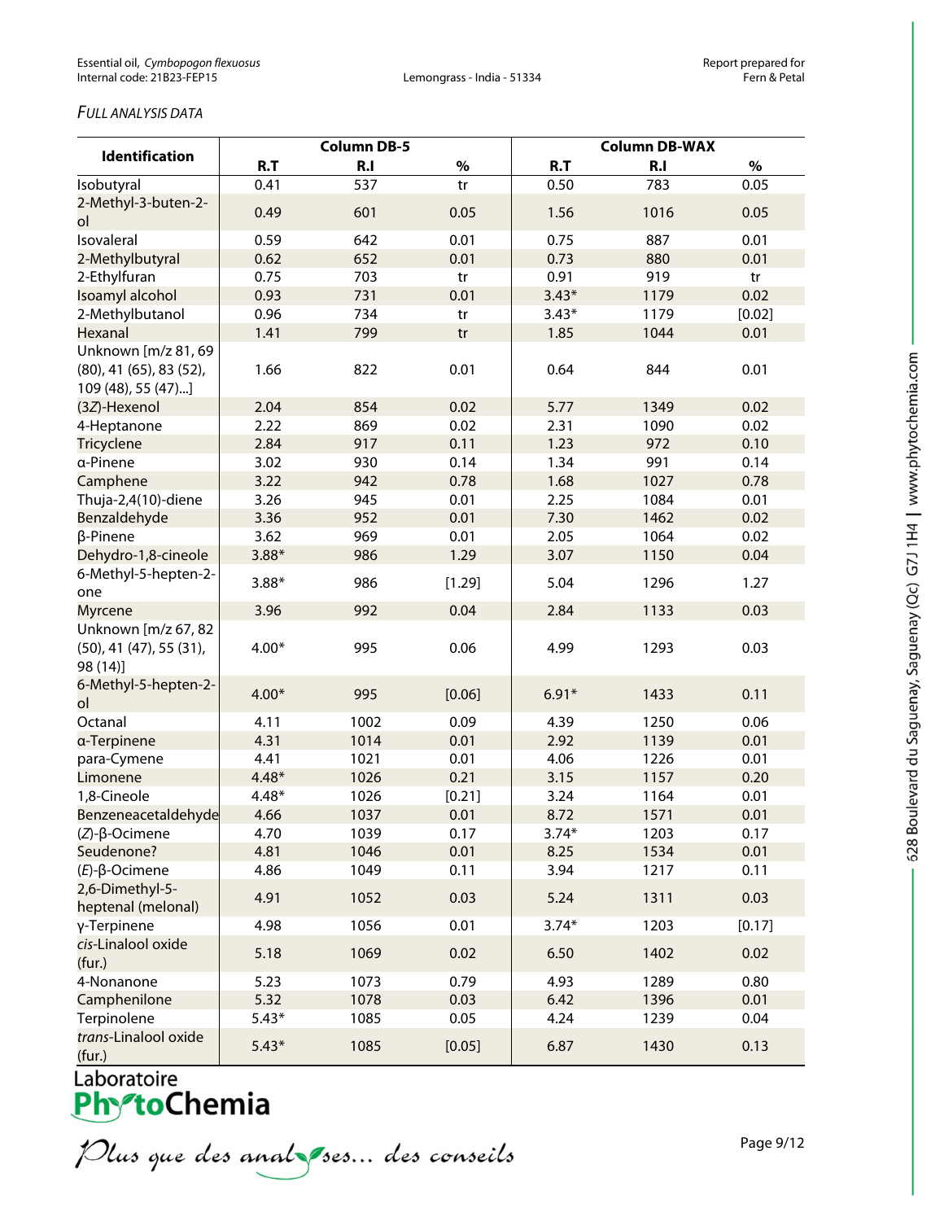*FULL ANALYSIS DATA*

| Identification | Column DB-5 | | | Column DB-WAX | | |
|---|---|---|---|---|---|---|
| | R.T | R.I | % | R.T | R.I | % |
| Isobutyral | 0.41 | 537 | tr | 0.50 | 783 | 0.05 |
| 2-Methyl-3-buten-2-ol | 0.49 | 601 | 0.05 | 1.56 | 1016 | 0.05 |
| Isovaleral | 0.59 | 642 | 0.01 | 0.75 | 887 | 0.01 |
| 2-Methylbutyral | 0.62 | 652 | 0.01 | 0.73 | 880 | 0.01 |
| 2-Ethylfuran | 0.75 | 703 | tr | 0.91 | 919 | tr |
| Isoamyl alcohol | 0.93 | 731 | 0.01 | 3.43* | 1179 | 0.02 |
| 2-Methylbutanol | 0.96 | 734 | tr | 3.43* | 1179 | [0.02] |
| Hexanal | 1.41 | 799 | tr | 1.85 | 1044 | 0.01 |
| Unknown [m/z 81, 69 (80), 41 (65), 83 (52), 109 (48), 55 (47)...] | 1.66 | 822 | 0.01 | 0.64 | 844 | 0.01 |
| (3*Z*)-Hexenol | 2.04 | 854 | 0.02 | 5.77 | 1349 | 0.02 |
| 4-Heptanone | 2.22 | 869 | 0.02 | 2.31 | 1090 | 0.02 |
| Tricyclene | 2.84 | 917 | 0.11 | 1.23 | 972 | 0.10 |
| α-Pinene | 3.02 | 930 | 0.14 | 1.34 | 991 | 0.14 |
| Camphene | 3.22 | 942 | 0.78 | 1.68 | 1027 | 0.78 |
| Thuja-2,4(10)-diene | 3.26 | 945 | 0.01 | 2.25 | 1084 | 0.01 |
| Benzaldehyde | 3.36 | 952 | 0.01 | 7.30 | 1462 | 0.02 |
| β-Pinene | 3.62 | 969 | 0.01 | 2.05 | 1064 | 0.02 |
| Dehydro-1,8-cineole | 3.88* | 986 | 1.29 | 3.07 | 1150 | 0.04 |
| 6-Methyl-5-hepten-2-one | 3.88* | 986 | [1.29] | 5.04 | 1296 | 1.27 |
| Myrcene | 3.96 | 992 | 0.04 | 2.84 | 1133 | 0.03 |
| Unknown [m/z 67, 82 (50), 41 (47), 55 (31), 98 (14)] | 4.00* | 995 | 0.06 | 4.99 | 1293 | 0.03 |
| 6-Methyl-5-hepten-2-ol | 4.00* | 995 | [0.06] | 6.91* | 1433 | 0.11 |
| Octanal | 4.11 | 1002 | 0.09 | 4.39 | 1250 | 0.06 |
| α-Terpinene | 4.31 | 1014 | 0.01 | 2.92 | 1139 | 0.01 |
| para-Cymene | 4.41 | 1021 | 0.01 | 4.06 | 1226 | 0.01 |
| Limonene | 4.48* | 1026 | 0.21 | 3.15 | 1157 | 0.20 |
| 1,8-Cineole | 4.48* | 1026 | [0.21] | 3.24 | 1164 | 0.01 |
| Benzeneacetaldehyde | 4.66 | 1037 | 0.01 | 8.72 | 1571 | 0.01 |
| (*Z*)-β-Ocimene | 4.70 | 1039 | 0.17 | 3.74* | 1203 | 0.17 |
| Seudenone? | 4.81 | 1046 | 0.01 | 8.25 | 1534 | 0.01 |
| (*E*)-β-Ocimene | 4.86 | 1049 | 0.11 | 3.94 | 1217 | 0.11 |
| 2,6-Dimethyl-5-heptenal (melonal) | 4.91 | 1052 | 0.03 | 5.24 | 1311 | 0.03 |
| γ-Terpinene | 4.98 | 1056 | 0.01 | 3.74* | 1203 | [0.17] |
| *cis*-Linalool oxide (fur.) | 5.18 | 1069 | 0.02 | 6.50 | 1402 | 0.02 |
| 4-Nonanone | 5.23 | 1073 | 0.79 | 4.93 | 1289 | 0.80 |
| Camphenilone | 5.32 | 1078 | 0.03 | 6.42 | 1396 | 0.01 |
| Terpinolene | 5.43* | 1085 | 0.05 | 4.24 | 1239 | 0.04 |
| *trans*-Linalool oxide (fur.) | 5.43* | 1085 | [0.05] | 6.87 | 1430 | 0.13 |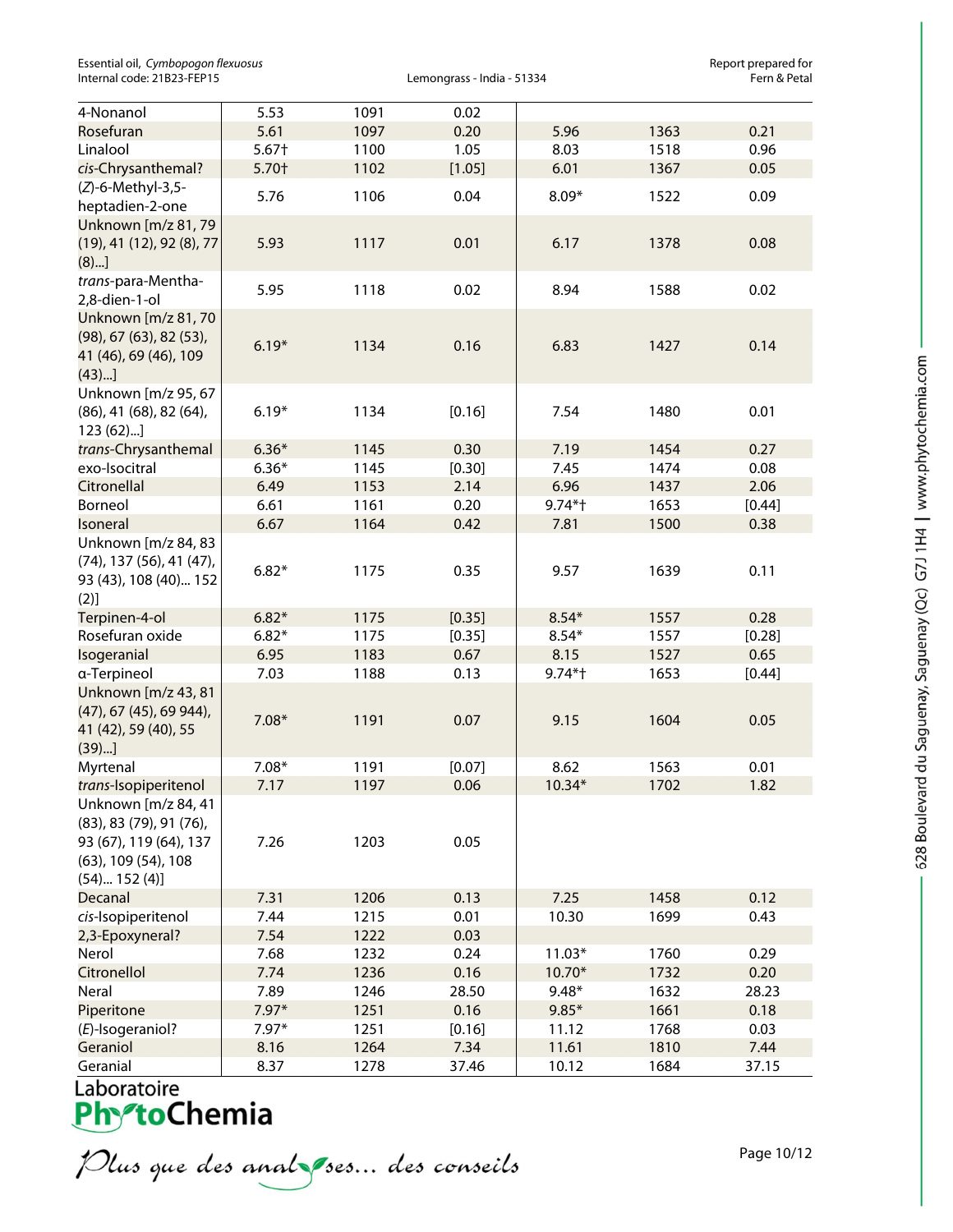| | | | | | | |
|---|---|---|---|---|---|---|
| 4-Nonanol | 5.53 | 1091 | 0.02 | | | |
| Rosefuran | 5.61 | 1097 | 0.20 | 5.96 | 1363 | 0.21 |
| Linalool | 5.67† | 1100 | 1.05 | 8.03 | 1518 | 0.96 |
| *cis*-Chrysanthemal? | 5.70† | 1102 | [1.05] | 6.01 | 1367 | 0.05 |
| (*Z*)-6-Methyl-3,5-heptadien-2-one | 5.76 | 1106 | 0.04 | 8.09* | 1522 | 0.09 |
| Unknown [m/z 81, 79 (19), 41 (12), 92 (8), 77 (8)...] | 5.93 | 1117 | 0.01 | 6.17 | 1378 | 0.08 |
| *trans*-para-Mentha-2,8-dien-1-ol | 5.95 | 1118 | 0.02 | 8.94 | 1588 | 0.02 |
| Unknown [m/z 81, 70 (98), 67 (63), 82 (53), 41 (46), 69 (46), 109 (43)...] | 6.19* | 1134 | 0.16 | 6.83 | 1427 | 0.14 |
| Unknown [m/z 95, 67 (86), 41 (68), 82 (64), 123 (62)...] | 6.19* | 1134 | [0.16] | 7.54 | 1480 | 0.01 |
| *trans*-Chrysanthemal | 6.36* | 1145 | 0.30 | 7.19 | 1454 | 0.27 |
| exo-Isocitral | 6.36* | 1145 | [0.30] | 7.45 | 1474 | 0.08 |
| Citronellal | 6.49 | 1153 | 2.14 | 6.96 | 1437 | 2.06 |
| Borneol | 6.61 | 1161 | 0.20 | 9.74*† | 1653 | [0.44] |
| Isoneral | 6.67 | 1164 | 0.42 | 7.81 | 1500 | 0.38 |
| Unknown [m/z 84, 83 (74), 137 (56), 41 (47), 93 (43), 108 (40)... 152 (2)] | 6.82* | 1175 | 0.35 | 9.57 | 1639 | 0.11 |
| Terpinen-4-ol | 6.82* | 1175 | [0.35] | 8.54* | 1557 | 0.28 |
| Rosefuran oxide | 6.82* | 1175 | [0.35] | 8.54* | 1557 | [0.28] |
| Isogeranial | 6.95 | 1183 | 0.67 | 8.15 | 1527 | 0.65 |
| α-Terpineol | 7.03 | 1188 | 0.13 | 9.74*† | 1653 | [0.44] |
| Unknown [m/z 43, 81 (47), 67 (45), 69 944), 41 (42), 59 (40), 55 (39)...] | 7.08* | 1191 | 0.07 | 9.15 | 1604 | 0.05 |
| Myrtenal | 7.08* | 1191 | [0.07] | 8.62 | 1563 | 0.01 |
| *trans*-Isopiperitenol | 7.17 | 1197 | 0.06 | 10.34* | 1702 | 1.82 |
| Unknown [m/z 84, 41 (83), 83 (79), 91 (76), 93 (67), 119 (64), 137 (63), 109 (54), 108 (54)... 152 (4)] | 7.26 | 1203 | 0.05 | | | |
| Decanal | 7.31 | 1206 | 0.13 | 7.25 | 1458 | 0.12 |
| *cis*-Isopiperitenol | 7.44 | 1215 | 0.01 | 10.30 | 1699 | 0.43 |
| 2,3-Epoxyneral? | 7.54 | 1222 | 0.03 | | | |
| Nerol | 7.68 | 1232 | 0.24 | 11.03* | 1760 | 0.29 |
| Citronellol | 7.74 | 1236 | 0.16 | 10.70* | 1732 | 0.20 |
| Neral | 7.89 | 1246 | 28.50 | 9.48* | 1632 | 28.23 |
| Piperitone | 7.97* | 1251 | 0.16 | 9.85* | 1661 | 0.18 |
| (*E*)-Isogeraniol? | 7.97* | 1251 | [0.16] | 11.12 | 1768 | 0.03 |
| Geraniol | 8.16 | 1264 | 7.34 | 11.61 | 1810 | 7.44 |
| Geranial | 8.37 | 1278 | 37.46 | 10.12 | 1684 | 37.15 |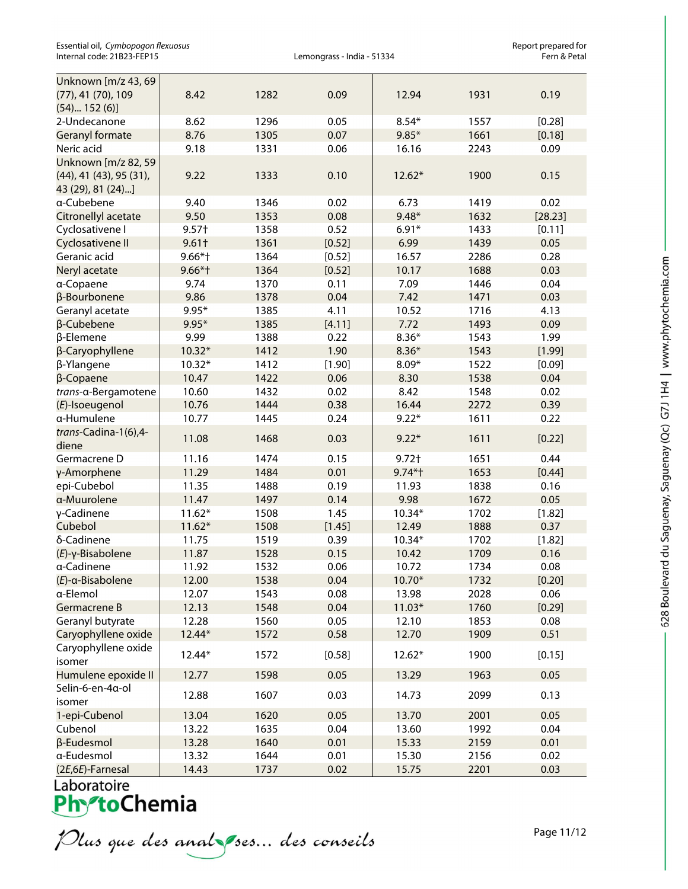| | | | | | | |
|---|---|---|---|---|---|---|
| Unknown [m/z 43, 69 (77), 41 (70), 109 (54)... 152 (6)] | 8.42 | 1282 | 0.09 | 12.94 | 1931 | 0.19 |
| 2-Undecanone | 8.62 | 1296 | 0.05 | 8.54* | 1557 | [0.28] |
| Geranyl formate | 8.76 | 1305 | 0.07 | 9.85* | 1661 | [0.18] |
| Neric acid | 9.18 | 1331 | 0.06 | 16.16 | 2243 | 0.09 |
| Unknown [m/z 82, 59 (44), 41 (43), 95 (31), 43 (29), 81 (24)...] | 9.22 | 1333 | 0.10 | 12.62* | 1900 | 0.15 |
| α-Cubebene | 9.40 | 1346 | 0.02 | 6.73 | 1419 | 0.02 |
| Citronellyl acetate | 9.50 | 1353 | 0.08 | 9.48* | 1632 | [28.23] |
| Cyclosativene I | 9.57† | 1358 | 0.52 | 6.91* | 1433 | [0.11] |
| Cyclosativene II | 9.61† | 1361 | [0.52] | 6.99 | 1439 | 0.05 |
| Geranic acid | 9.66*† | 1364 | [0.52] | 16.57 | 2286 | 0.28 |
| Neryl acetate | 9.66*† | 1364 | [0.52] | 10.17 | 1688 | 0.03 |
| α-Copaene | 9.74 | 1370 | 0.11 | 7.09 | 1446 | 0.04 |
| β-Bourbonene | 9.86 | 1378 | 0.04 | 7.42 | 1471 | 0.03 |
| Geranyl acetate | 9.95* | 1385 | 4.11 | 10.52 | 1716 | 4.13 |
| β-Cubebene | 9.95* | 1385 | [4.11] | 7.72 | 1493 | 0.09 |
| β-Elemene | 9.99 | 1388 | 0.22 | 8.36* | 1543 | 1.99 |
| β-Caryophyllene | 10.32* | 1412 | 1.90 | 8.36* | 1543 | [1.99] |
| β-Ylangene | 10.32* | 1412 | [1.90] | 8.09* | 1522 | [0.09] |
| β-Copaene | 10.47 | 1422 | 0.06 | 8.30 | 1538 | 0.04 |
| *trans*-α-Bergamotene | 10.60 | 1432 | 0.02 | 8.42 | 1548 | 0.02 |
| (*E*)-Isoeugenol | 10.76 | 1444 | 0.38 | 16.44 | 2272 | 0.39 |
| α-Humulene | 10.77 | 1445 | 0.24 | 9.22* | 1611 | 0.22 |
| *trans*-Cadina-1(6),4-diene | 11.08 | 1468 | 0.03 | 9.22* | 1611 | [0.22] |
| Germacrene D | 11.16 | 1474 | 0.15 | 9.72† | 1651 | 0.44 |
| γ-Amorphene | 11.29 | 1484 | 0.01 | 9.74*† | 1653 | [0.44] |
| epi-Cubebol | 11.35 | 1488 | 0.19 | 11.93 | 1838 | 0.16 |
| α-Muurolene | 11.47 | 1497 | 0.14 | 9.98 | 1672 | 0.05 |
| γ-Cadinene | 11.62* | 1508 | 1.45 | 10.34* | 1702 | [1.82] |
| Cubebol | 11.62* | 1508 | [1.45] | 12.49 | 1888 | 0.37 |
| δ-Cadinene | 11.75 | 1519 | 0.39 | 10.34* | 1702 | [1.82] |
| (*E*)-γ-Bisabolene | 11.87 | 1528 | 0.15 | 10.42 | 1709 | 0.16 |
| α-Cadinene | 11.92 | 1532 | 0.06 | 10.72 | 1734 | 0.08 |
| (*E*)-α-Bisabolene | 12.00 | 1538 | 0.04 | 10.70* | 1732 | [0.20] |
| α-Elemol | 12.07 | 1543 | 0.08 | 13.98 | 2028 | 0.06 |
| Germacrene B | 12.13 | 1548 | 0.04 | 11.03* | 1760 | [0.29] |
| Geranyl butyrate | 12.28 | 1560 | 0.05 | 12.10 | 1853 | 0.08 |
| Caryophyllene oxide | 12.44* | 1572 | 0.58 | 12.70 | 1909 | 0.51 |
| Caryophyllene oxide isomer | 12.44* | 1572 | [0.58] | 12.62* | 1900 | [0.15] |
| Humulene epoxide II | 12.77 | 1598 | 0.05 | 13.29 | 1963 | 0.05 |
| Selin-6-en-4α-ol isomer | 12.88 | 1607 | 0.03 | 14.73 | 2099 | 0.13 |
| 1-epi-Cubenol | 13.04 | 1620 | 0.05 | 13.70 | 2001 | 0.05 |
| Cubenol | 13.22 | 1635 | 0.04 | 13.60 | 1992 | 0.04 |
| β-Eudesmol | 13.28 | 1640 | 0.01 | 15.33 | 2159 | 0.01 |
| α-Eudesmol | 13.32 | 1644 | 0.01 | 15.30 | 2156 | 0.02 |
| (2*E*,6*E*)-Farnesal | 14.43 | 1737 | 0.02 | 15.75 | 2201 | 0.03 |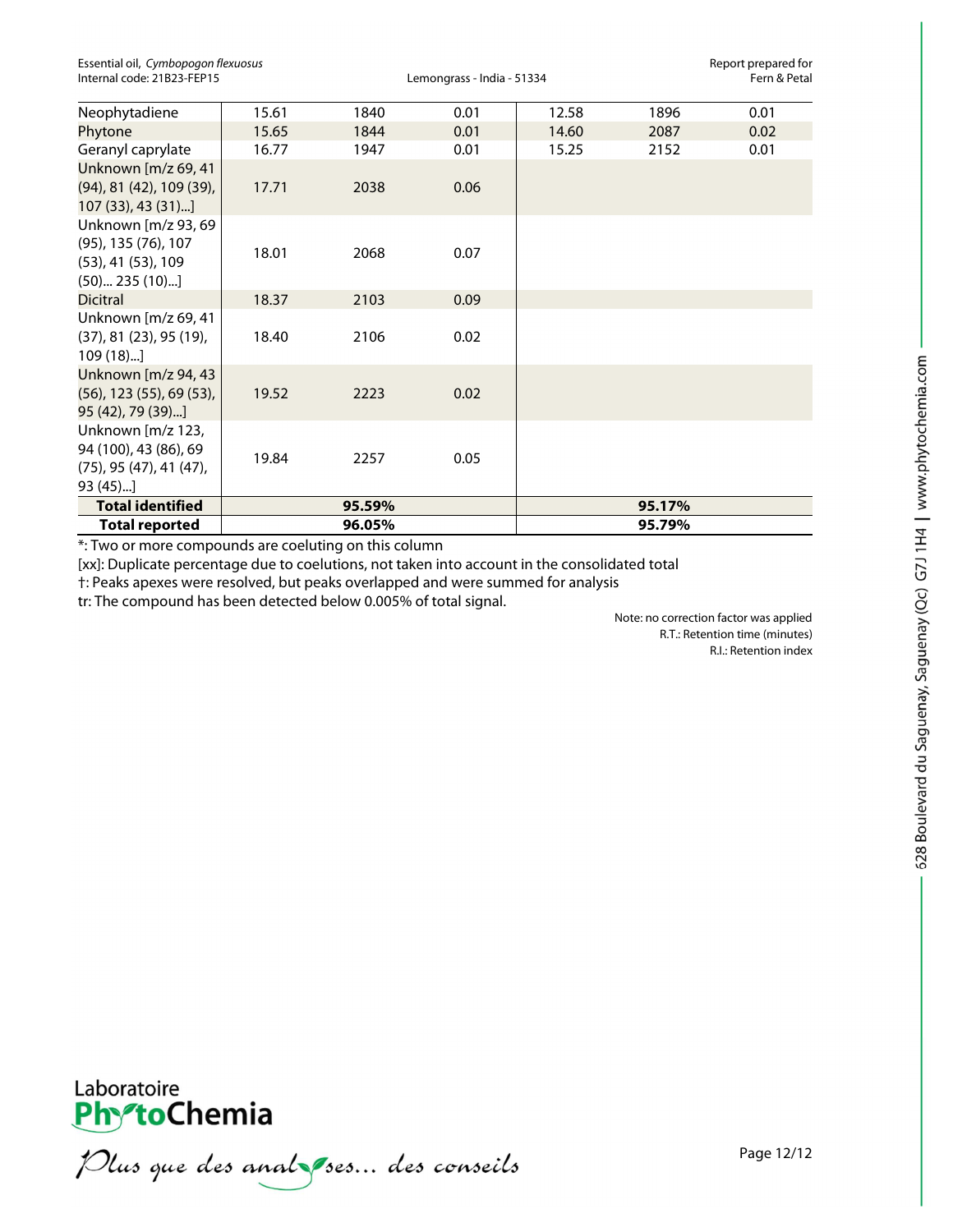| | | | | | | |
|---|---|---|---|---|---|---|
| Neophytadiene | 15.61 | 1840 | 0.01 | 12.58 | 1896 | 0.01 |
| Phytone | 15.65 | 1844 | 0.01 | 14.60 | 2087 | 0.02 |
| Geranyl caprylate | 16.77 | 1947 | 0.01 | 15.25 | 2152 | 0.01 |
| Unknown [m/z 69, 41 (94), 81 (42), 109 (39), 107 (33), 43 (31)...] | 17.71 | 2038 | 0.06 | | | |
| Unknown [m/z 93, 69 (95), 135 (76), 107 (53), 41 (53), 109 (50)... 235 (10)...] | 18.01 | 2068 | 0.07 | | | |
| Dicitral | 18.37 | 2103 | 0.09 | | | |
| Unknown [m/z 69, 41 (37), 81 (23), 95 (19), 109 (18)...] | 18.40 | 2106 | 0.02 | | | |
| Unknown [m/z 94, 43 (56), 123 (55), 69 (53), 95 (42), 79 (39)...] | 19.52 | 2223 | 0.02 | | | |
| Unknown [m/z 123, 94 (100), 43 (86), 69 (75), 95 (47), 41 (47), 93 (45)...] | 19.84 | 2257 | 0.05 | | | |
| **Total identified** | | **95.59%** | | | **95.17%** | |
| **Total reported** | | **96.05%** | | | **95.79%** | |

*: Two or more compounds are coeluting on this column

[xx]: Duplicate percentage due to coelutions, not taken into account in the consolidated total

†: Peaks apexes were resolved, but peaks overlapped and were summed for analysis

tr: The compound has been detected below 0.005% of total signal.

Note: no correction factor was applied
R.T.: Retention time (minutes)
R.I.: Retention index